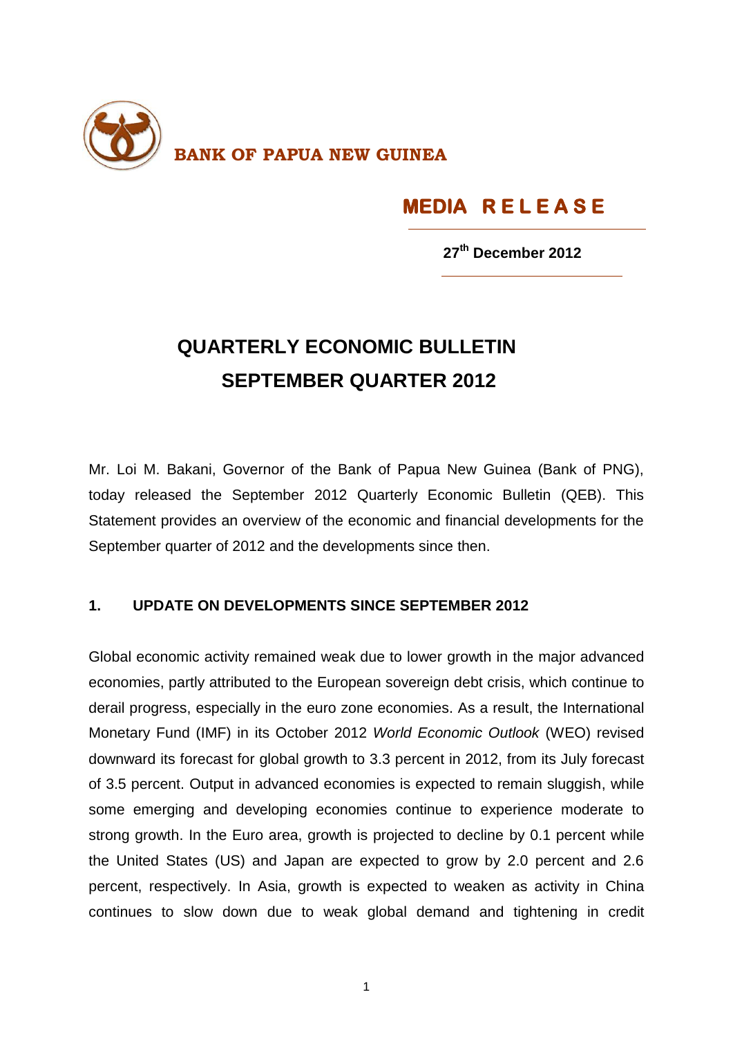**BANK OF PAPUA NEW GUINEA**

## MEDIA RELEASE

**27th December 2012**

# QUARTERLY ECONOMIC BULLETIN SEPTEMBER QUARTER 2012

Mr. Loi M. Bakani, Governor of the Bank of Papua New Guinea (Bank of PNG), today released the September 2012 Quarterly Economic Bulletin (QEB). This Statement provides an overview of the economic and financial developments for the September quarter of 2012 and the developments since then.

## 1. UPDATE ON DEVELOPMENTS SINCE SEPTEMBER 2012

Global economic activity remained weak due to lower growth in the major advanced economies, partly attributed to the European sovereign debt crisis, which continue to derail progress, especially in the euro zone economies. As a result, the International Monetary Fund (IMF) in its October 2012 *World Economic Outlook* (WEO) revised downward its forecast for global growth to 3.3 percent in 2012, from its July forecast of 3.5 percent. Output in advanced economies is expected to remain sluggish, while some emerging and developing economies continue to experience moderate to strong growth. In the Euro area, growth is projected to decline by 0.1 percent while the United States (US) and Japan are expected to grow by 2.0 percent and 2.6 percent, respectively. In Asia, growth is expected to weaken as activity in China continues to slow down due to weak global demand and tightening in credit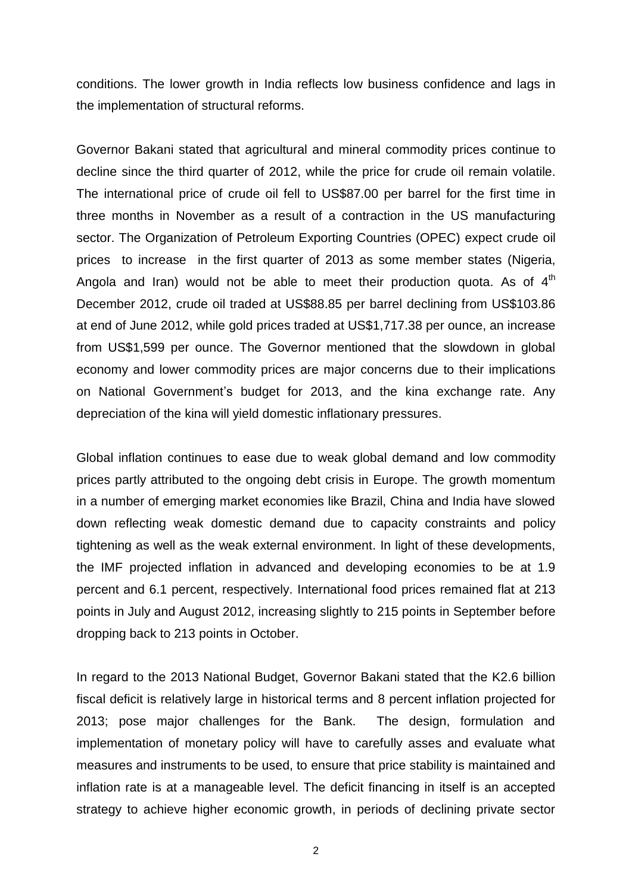conditions. The lower growth in India reflects low business confidence and lags in the implementation of structural reforms.

Governor Bakani stated that agricultural and mineral commodity prices continue to decline since the third quarter of 2012, while the price for crude oil remain volatile. The international price of crude oil fell to US$87.00 per barrel for the first time in three months in November as a result of a contraction in the US manufacturing sector. The Organization of Petroleum Exporting Countries (OPEC) expect crude oil prices to increase in the first quarter of 2013 as some member states (Nigeria, Angola and Iran) would not be able to meet their production quota. As of 4th December 2012, crude oil traded at US$88.85 per barrel declining from US$103.86 at end of June 2012, while gold prices traded at US$1,717.38 per ounce, an increase from US$1,599 per ounce. The Governor mentioned that the slowdown in global economy and lower commodity prices are major concerns due to their implications on National Government's budget for 2013, and the kina exchange rate. Any depreciation of the kina will yield domestic inflationary pressures.

Global inflation continues to ease due to weak global demand and low commodity prices partly attributed to the ongoing debt crisis in Europe. The growth momentum in a number of emerging market economies like Brazil, China and India have slowed down reflecting weak domestic demand due to capacity constraints and policy tightening as well as the weak external environment. In light of these developments, the IMF projected inflation in advanced and developing economies to be at 1.9 percent and 6.1 percent, respectively. International food prices remained flat at 213 points in July and August 2012, increasing slightly to 215 points in September before dropping back to 213 points in October.

In regard to the 2013 National Budget, Governor Bakani stated that the K2.6 billion fiscal deficit is relatively large in historical terms and 8 percent inflation projected for 2013; pose major challenges for the Bank. The design, formulation and implementation of monetary policy will have to carefully asses and evaluate what measures and instruments to be used, to ensure that price stability is maintained and inflation rate is at a manageable level. The deficit financing in itself is an accepted strategy to achieve higher economic growth, in periods of declining private sector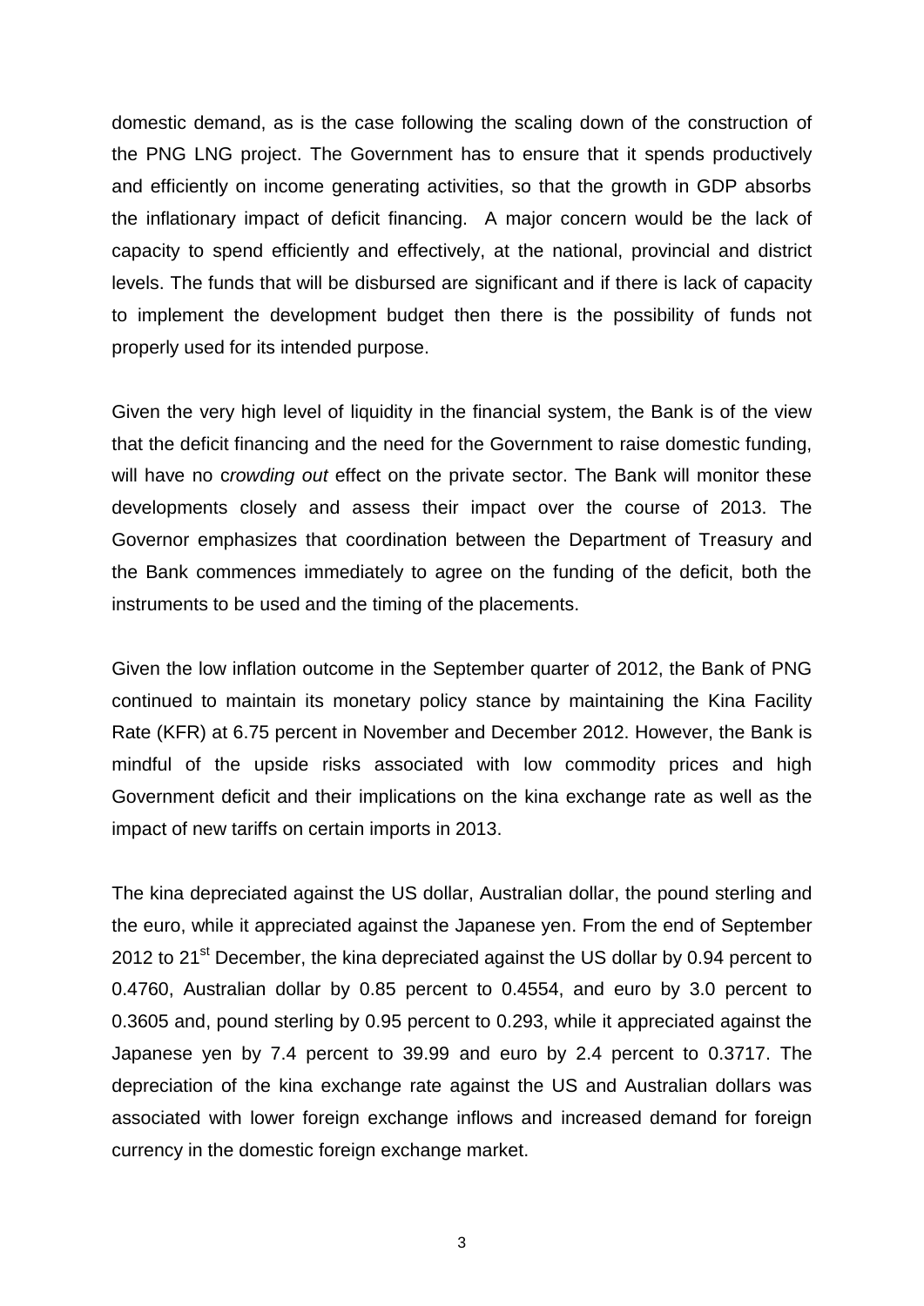domestic demand, as is the case following the scaling down of the construction of the PNG LNG project. The Government has to ensure that it spends productively and efficiently on income generating activities, so that the growth in GDP absorbs the inflationary impact of deficit financing. A major concern would be the lack of capacity to spend efficiently and effectively, at the national, provincial and district levels. The funds that will be disbursed are significant and if there is lack of capacity to implement the development budget then there is the possibility of funds not properly used for its intended purpose.

Given the very high level of liquidity in the financial system, the Bank is of the view that the deficit financing and the need for the Government to raise domestic funding, will have no c*rowding out* effect on the private sector. The Bank will monitor these developments closely and assess their impact over the course of 2013. The Governor emphasizes that coordination between the Department of Treasury and the Bank commences immediately to agree on the funding of the deficit, both the instruments to be used and the timing of the placements.

Given the low inflation outcome in the September quarter of 2012, the Bank of PNG continued to maintain its monetary policy stance by maintaining the Kina Facility Rate (KFR) at 6.75 percent in November and December 2012. However, the Bank is mindful of the upside risks associated with low commodity prices and high Government deficit and their implications on the kina exchange rate as well as the impact of new tariffs on certain imports in 2013.

The kina depreciated against the US dollar, Australian dollar, the pound sterling and the euro, while it appreciated against the Japanese yen. From the end of September 2012 to 21st December, the kina depreciated against the US dollar by 0.94 percent to 0.4760, Australian dollar by 0.85 percent to 0.4554, and euro by 3.0 percent to 0.3605 and, pound sterling by 0.95 percent to 0.293, while it appreciated against the Japanese yen by 7.4 percent to 39.99 and euro by 2.4 percent to 0.3717. The depreciation of the kina exchange rate against the US and Australian dollars was associated with lower foreign exchange inflows and increased demand for foreign currency in the domestic foreign exchange market.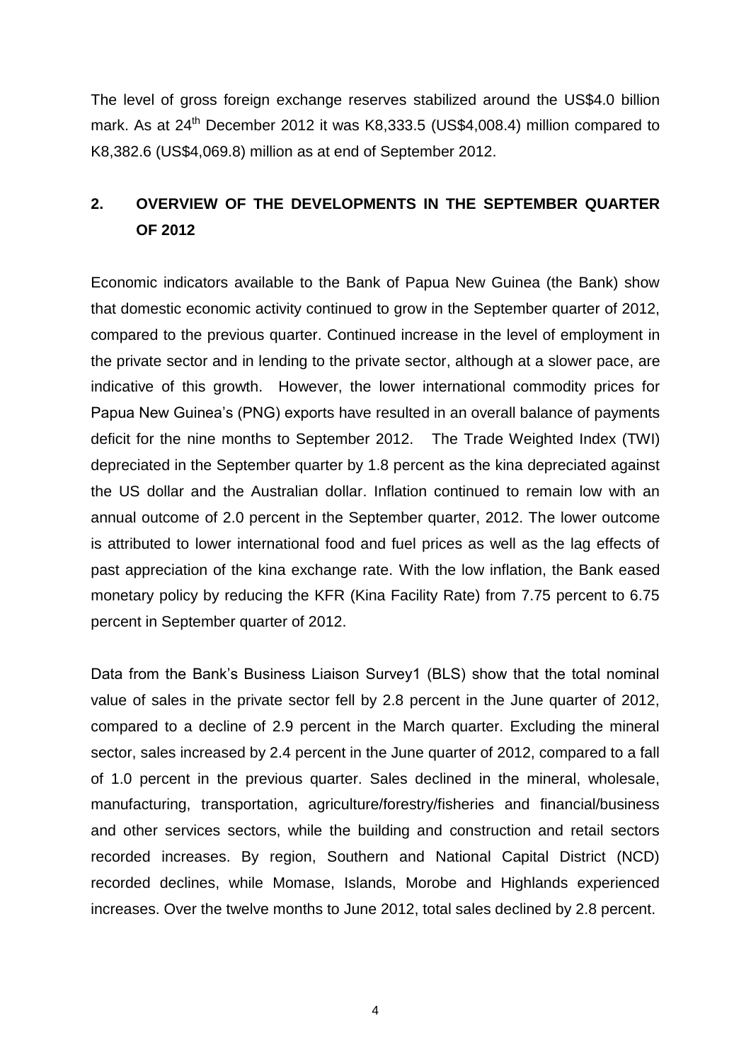The level of gross foreign exchange reserves stabilized around the US$4.0 billion mark. As at 24th December 2012 it was K8,333.5 (US$4,008.4) million compared to K8,382.6 (US$4,069.8) million as at end of September 2012.

## 2. OVERVIEW OF THE DEVELOPMENTS IN THE SEPTEMBER QUARTER OF 2012

Economic indicators available to the Bank of Papua New Guinea (the Bank) show that domestic economic activity continued to grow in the September quarter of 2012, compared to the previous quarter. Continued increase in the level of employment in the private sector and in lending to the private sector, although at a slower pace, are indicative of this growth. However, the lower international commodity prices for Papua New Guinea's (PNG) exports have resulted in an overall balance of payments deficit for the nine months to September 2012. The Trade Weighted Index (TWI) depreciated in the September quarter by 1.8 percent as the kina depreciated against the US dollar and the Australian dollar. Inflation continued to remain low with an annual outcome of 2.0 percent in the September quarter, 2012. The lower outcome is attributed to lower international food and fuel prices as well as the lag effects of past appreciation of the kina exchange rate. With the low inflation, the Bank eased monetary policy by reducing the KFR (Kina Facility Rate) from 7.75 percent to 6.75 percent in September quarter of 2012.

Data from the Bank's Business Liaison Survey[1] (BLS) show that the total nominal value of sales in the private sector fell by 2.8 percent in the June quarter of 2012, compared to a decline of 2.9 percent in the March quarter. Excluding the mineral sector, sales increased by 2.4 percent in the June quarter of 2012, compared to a fall of 1.0 percent in the previous quarter. Sales declined in the mineral, wholesale, manufacturing, transportation, agriculture/forestry/fisheries and financial/business and other services sectors, while the building and construction and retail sectors recorded increases. By region, Southern and National Capital District (NCD) recorded declines, while Momase, Islands, Morobe and Highlands experienced increases. Over the twelve months to June 2012, total sales declined by 2.8 percent.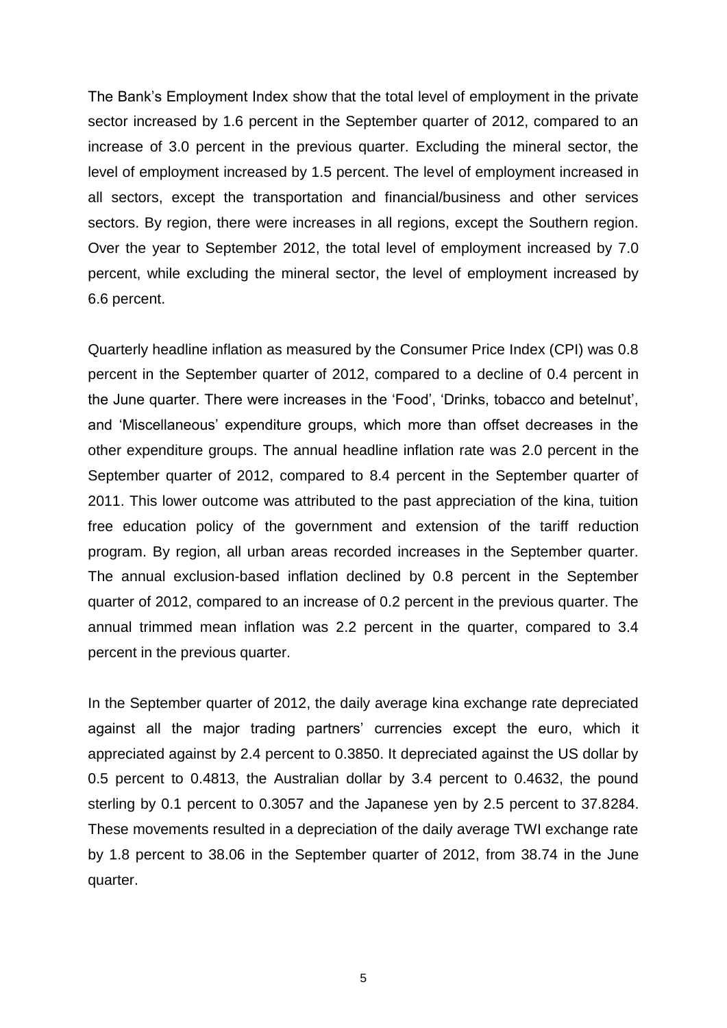The Bank's Employment Index show that the total level of employment in the private sector increased by 1.6 percent in the September quarter of 2012, compared to an increase of 3.0 percent in the previous quarter. Excluding the mineral sector, the level of employment increased by 1.5 percent. The level of employment increased in all sectors, except the transportation and financial/business and other services sectors. By region, there were increases in all regions, except the Southern region. Over the year to September 2012, the total level of employment increased by 7.0 percent, while excluding the mineral sector, the level of employment increased by 6.6 percent.

Quarterly headline inflation as measured by the Consumer Price Index (CPI) was 0.8 percent in the September quarter of 2012, compared to a decline of 0.4 percent in the June quarter. There were increases in the 'Food', 'Drinks, tobacco and betelnut', and 'Miscellaneous' expenditure groups, which more than offset decreases in the other expenditure groups. The annual headline inflation rate was 2.0 percent in the September quarter of 2012, compared to 8.4 percent in the September quarter of 2011. This lower outcome was attributed to the past appreciation of the kina, tuition free education policy of the government and extension of the tariff reduction program. By region, all urban areas recorded increases in the September quarter. The annual exclusion-based inflation declined by 0.8 percent in the September quarter of 2012, compared to an increase of 0.2 percent in the previous quarter. The annual trimmed mean inflation was 2.2 percent in the quarter, compared to 3.4 percent in the previous quarter.

In the September quarter of 2012, the daily average kina exchange rate depreciated against all the major trading partners' currencies except the euro, which it appreciated against by 2.4 percent to 0.3850. It depreciated against the US dollar by 0.5 percent to 0.4813, the Australian dollar by 3.4 percent to 0.4632, the pound sterling by 0.1 percent to 0.3057 and the Japanese yen by 2.5 percent to 37.8284. These movements resulted in a depreciation of the daily average TWI exchange rate by 1.8 percent to 38.06 in the September quarter of 2012, from 38.74 in the June quarter.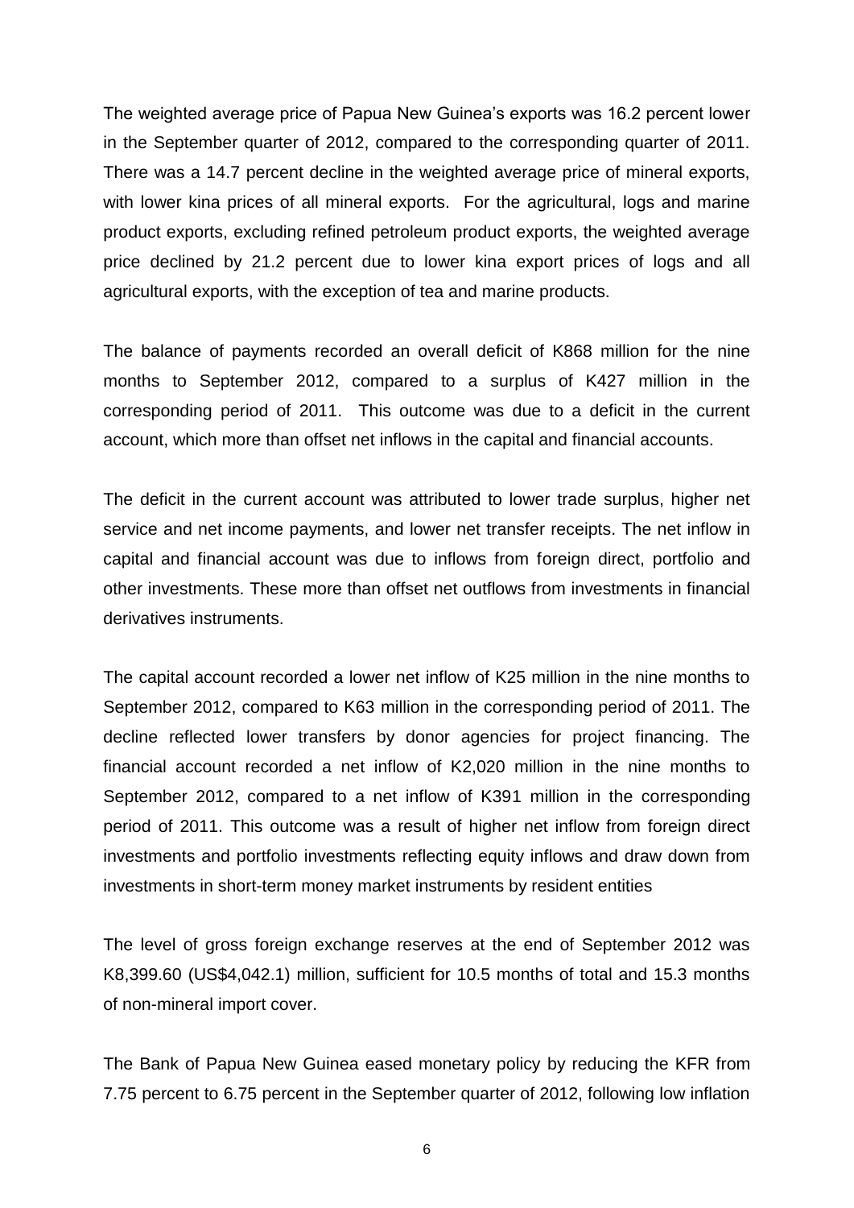The weighted average price of Papua New Guinea's exports was 16.2 percent lower in the September quarter of 2012, compared to the corresponding quarter of 2011. There was a 14.7 percent decline in the weighted average price of mineral exports, with lower kina prices of all mineral exports. For the agricultural, logs and marine product exports, excluding refined petroleum product exports, the weighted average price declined by 21.2 percent due to lower kina export prices of logs and all agricultural exports, with the exception of tea and marine products.

The balance of payments recorded an overall deficit of K868 million for the nine months to September 2012, compared to a surplus of K427 million in the corresponding period of 2011. This outcome was due to a deficit in the current account, which more than offset net inflows in the capital and financial accounts.

The deficit in the current account was attributed to lower trade surplus, higher net service and net income payments, and lower net transfer receipts. The net inflow in capital and financial account was due to inflows from foreign direct, portfolio and other investments. These more than offset net outflows from investments in financial derivatives instruments.

The capital account recorded a lower net inflow of K25 million in the nine months to September 2012, compared to K63 million in the corresponding period of 2011. The decline reflected lower transfers by donor agencies for project financing. The financial account recorded a net inflow of K2,020 million in the nine months to September 2012, compared to a net inflow of K391 million in the corresponding period of 2011. This outcome was a result of higher net inflow from foreign direct investments and portfolio investments reflecting equity inflows and draw down from investments in short-term money market instruments by resident entities

The level of gross foreign exchange reserves at the end of September 2012 was K8,399.60 (US$4,042.1) million, sufficient for 10.5 months of total and 15.3 months of non-mineral import cover.

The Bank of Papua New Guinea eased monetary policy by reducing the KFR from 7.75 percent to 6.75 percent in the September quarter of 2012, following low inflation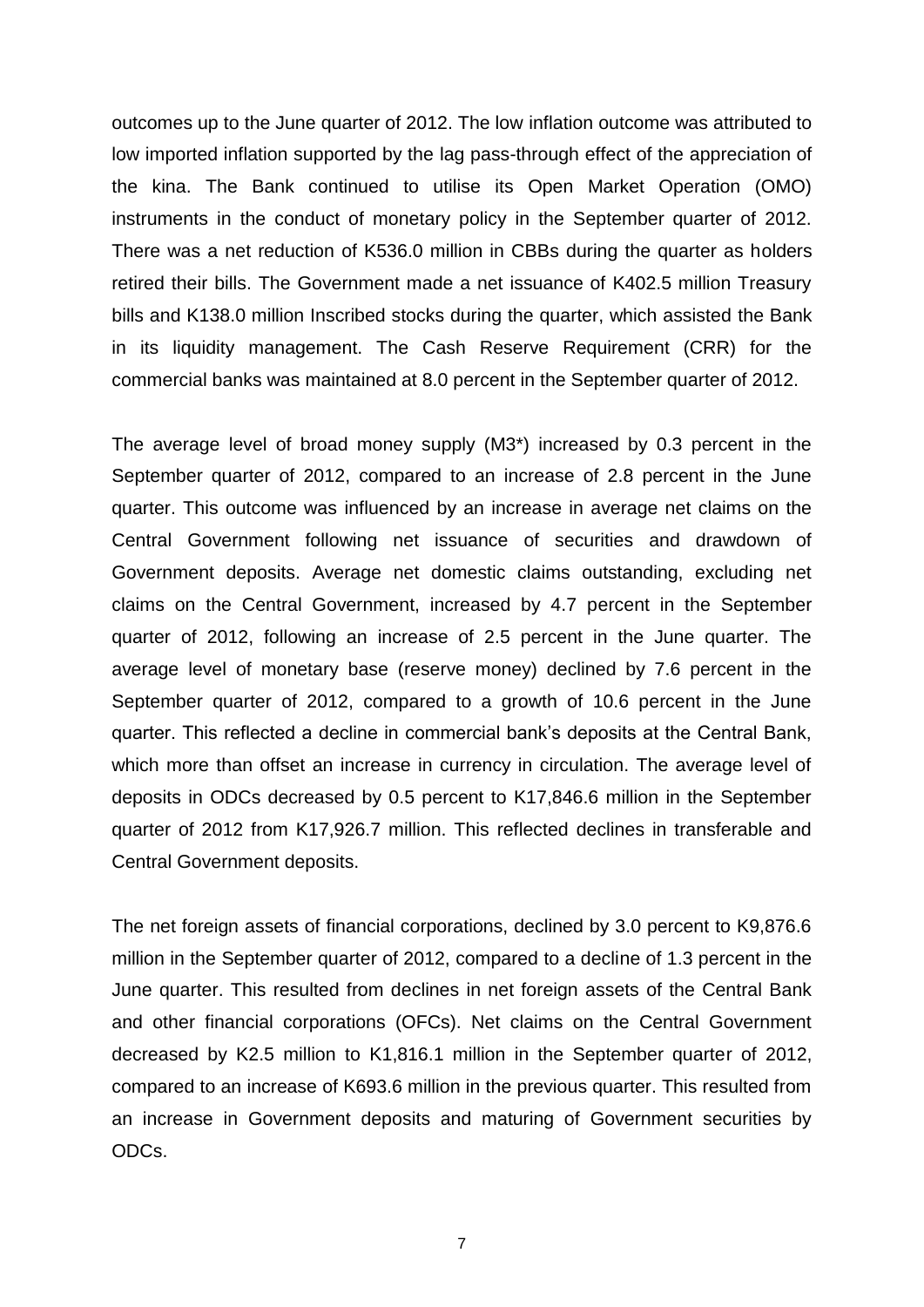outcomes up to the June quarter of 2012. The low inflation outcome was attributed to low imported inflation supported by the lag pass-through effect of the appreciation of the kina. The Bank continued to utilise its Open Market Operation (OMO) instruments in the conduct of monetary policy in the September quarter of 2012. There was a net reduction of K536.0 million in CBBs during the quarter as holders retired their bills. The Government made a net issuance of K402.5 million Treasury bills and K138.0 million Inscribed stocks during the quarter, which assisted the Bank in its liquidity management. The Cash Reserve Requirement (CRR) for the commercial banks was maintained at 8.0 percent in the September quarter of 2012.

The average level of broad money supply (M3*) increased by 0.3 percent in the September quarter of 2012, compared to an increase of 2.8 percent in the June quarter. This outcome was influenced by an increase in average net claims on the Central Government following net issuance of securities and drawdown of Government deposits. Average net domestic claims outstanding, excluding net claims on the Central Government, increased by 4.7 percent in the September quarter of 2012, following an increase of 2.5 percent in the June quarter. The average level of monetary base (reserve money) declined by 7.6 percent in the September quarter of 2012, compared to a growth of 10.6 percent in the June quarter. This reflected a decline in commercial bank's deposits at the Central Bank, which more than offset an increase in currency in circulation. The average level of deposits in ODCs decreased by 0.5 percent to K17,846.6 million in the September quarter of 2012 from K17,926.7 million. This reflected declines in transferable and Central Government deposits.

The net foreign assets of financial corporations, declined by 3.0 percent to K9,876.6 million in the September quarter of 2012, compared to a decline of 1.3 percent in the June quarter. This resulted from declines in net foreign assets of the Central Bank and other financial corporations (OFCs). Net claims on the Central Government decreased by K2.5 million to K1,816.1 million in the September quarter of 2012, compared to an increase of K693.6 million in the previous quarter. This resulted from an increase in Government deposits and maturing of Government securities by ODCs.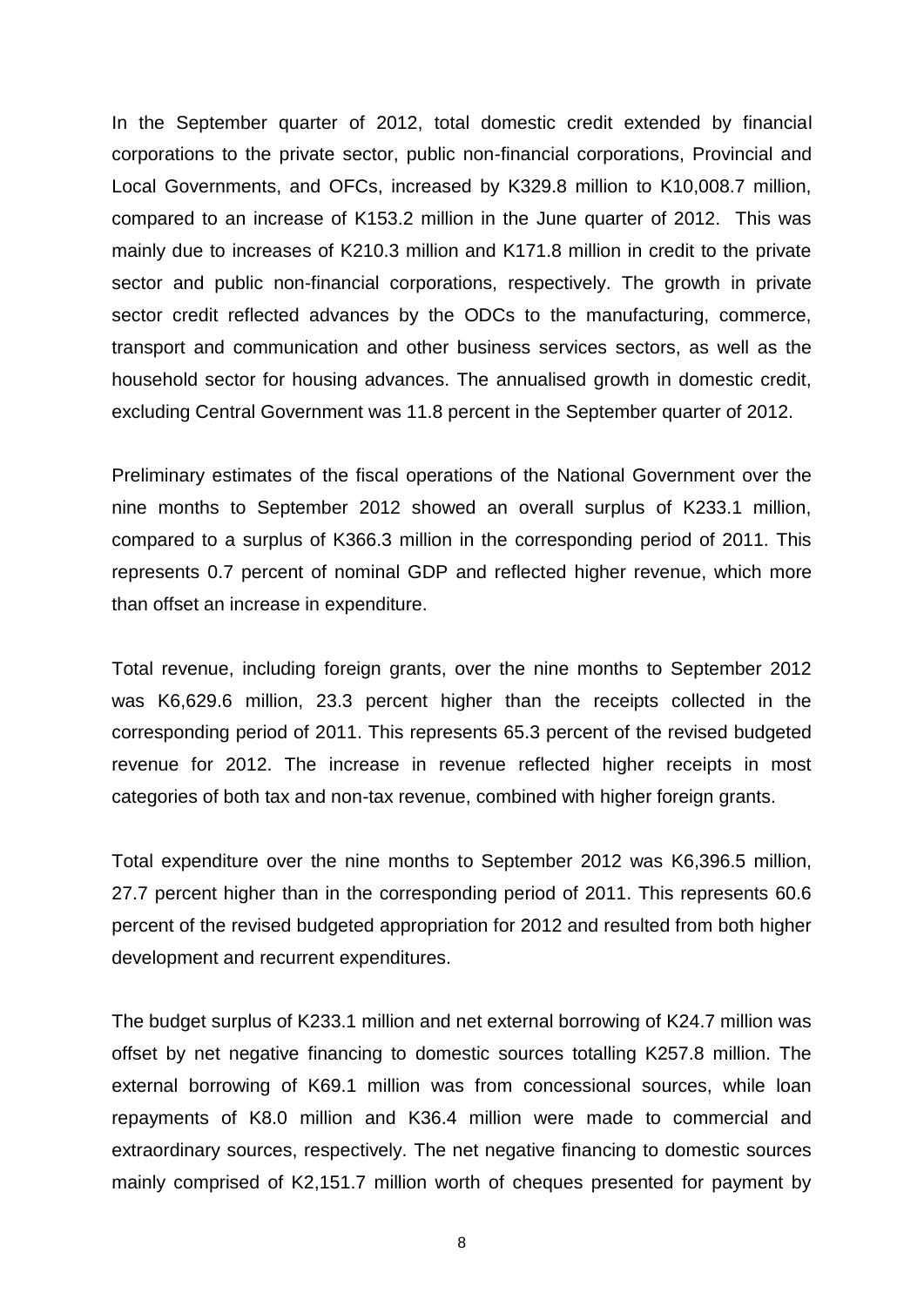In the September quarter of 2012, total domestic credit extended by financial corporations to the private sector, public non-financial corporations, Provincial and Local Governments, and OFCs, increased by K329.8 million to K10,008.7 million, compared to an increase of K153.2 million in the June quarter of 2012. This was mainly due to increases of K210.3 million and K171.8 million in credit to the private sector and public non-financial corporations, respectively. The growth in private sector credit reflected advances by the ODCs to the manufacturing, commerce, transport and communication and other business services sectors, as well as the household sector for housing advances. The annualised growth in domestic credit, excluding Central Government was 11.8 percent in the September quarter of 2012.

Preliminary estimates of the fiscal operations of the National Government over the nine months to September 2012 showed an overall surplus of K233.1 million, compared to a surplus of K366.3 million in the corresponding period of 2011. This represents 0.7 percent of nominal GDP and reflected higher revenue, which more than offset an increase in expenditure.

Total revenue, including foreign grants, over the nine months to September 2012 was K6,629.6 million, 23.3 percent higher than the receipts collected in the corresponding period of 2011. This represents 65.3 percent of the revised budgeted revenue for 2012. The increase in revenue reflected higher receipts in most categories of both tax and non-tax revenue, combined with higher foreign grants.

Total expenditure over the nine months to September 2012 was K6,396.5 million, 27.7 percent higher than in the corresponding period of 2011. This represents 60.6 percent of the revised budgeted appropriation for 2012 and resulted from both higher development and recurrent expenditures.

The budget surplus of K233.1 million and net external borrowing of K24.7 million was offset by net negative financing to domestic sources totalling K257.8 million. The external borrowing of K69.1 million was from concessional sources, while loan repayments of K8.0 million and K36.4 million were made to commercial and extraordinary sources, respectively. The net negative financing to domestic sources mainly comprised of K2,151.7 million worth of cheques presented for payment by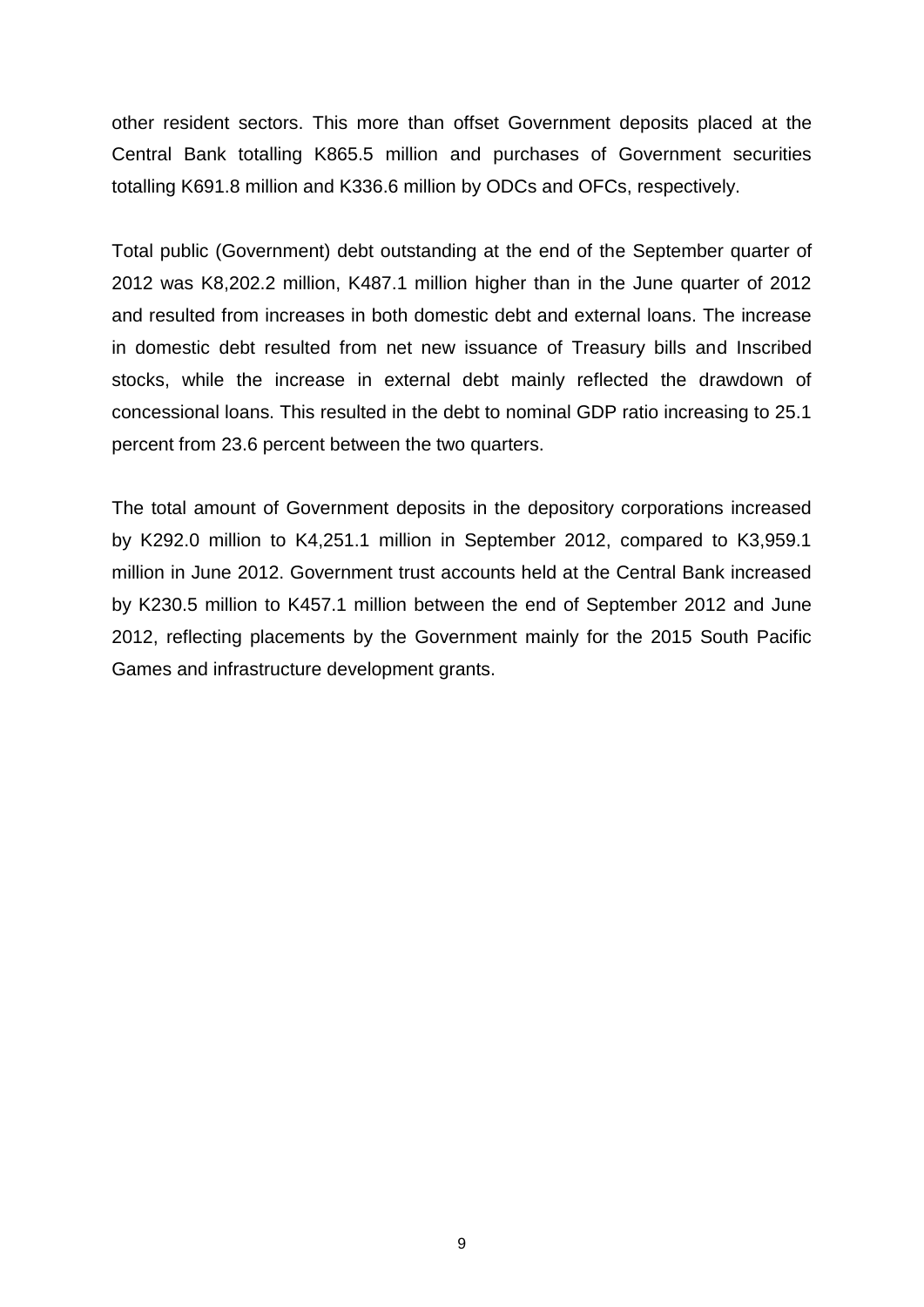other resident sectors. This more than offset Government deposits placed at the Central Bank totalling K865.5 million and purchases of Government securities totalling K691.8 million and K336.6 million by ODCs and OFCs, respectively.

Total public (Government) debt outstanding at the end of the September quarter of 2012 was K8,202.2 million, K487.1 million higher than in the June quarter of 2012 and resulted from increases in both domestic debt and external loans. The increase in domestic debt resulted from net new issuance of Treasury bills and Inscribed stocks, while the increase in external debt mainly reflected the drawdown of concessional loans. This resulted in the debt to nominal GDP ratio increasing to 25.1 percent from 23.6 percent between the two quarters.

The total amount of Government deposits in the depository corporations increased by K292.0 million to K4,251.1 million in September 2012, compared to K3,959.1 million in June 2012. Government trust accounts held at the Central Bank increased by K230.5 million to K457.1 million between the end of September 2012 and June 2012, reflecting placements by the Government mainly for the 2015 South Pacific Games and infrastructure development grants.